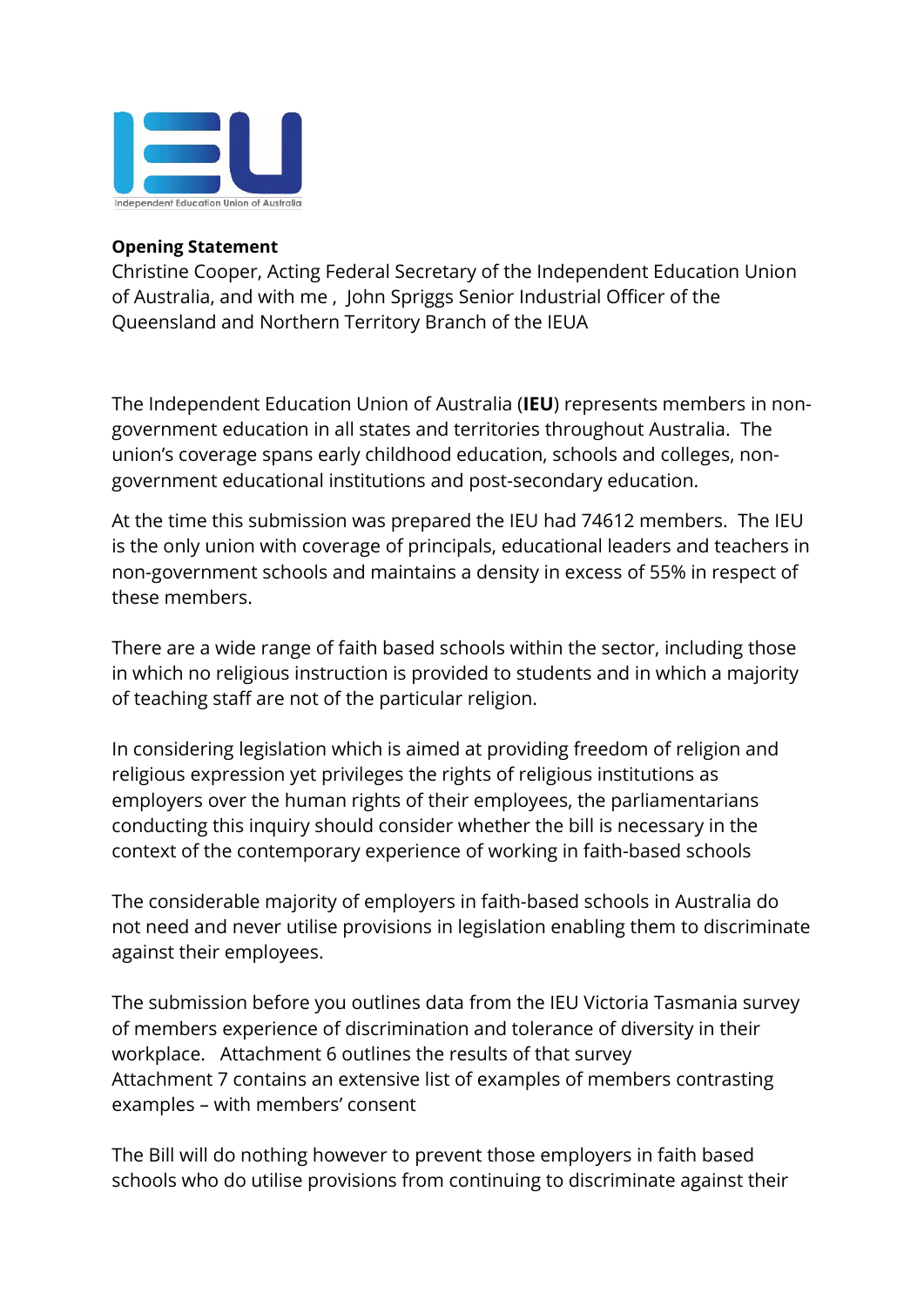**Opening Statement**

Christine Cooper, Acting Federal Secretary of the Independent Education Union of Australia, and with me , John Spriggs Senior Industrial Officer of the Queensland and Northern Territory Branch of the IEUA

The Independent Education Union of Australia (**IEU**) represents members in non-government education in all states and territories throughout Australia. The union's coverage spans early childhood education, schools and colleges, non-government educational institutions and post-secondary education.

At the time this submission was prepared the IEU had 74612 members. The IEU is the only union with coverage of principals, educational leaders and teachers in non-government schools and maintains a density in excess of 55% in respect of these members.

There are a wide range of faith based schools within the sector, including those in which no religious instruction is provided to students and in which a majority of teaching staff are not of the particular religion.

In considering legislation which is aimed at providing freedom of religion and religious expression yet privileges the rights of religious institutions as employers over the human rights of their employees, the parliamentarians conducting this inquiry should consider whether the bill is necessary in the context of the contemporary experience of working in faith-based schools

The considerable majority of employers in faith-based schools in Australia do not need and never utilise provisions in legislation enabling them to discriminate against their employees.

The submission before you outlines data from the IEU Victoria Tasmania survey of members experience of discrimination and tolerance of diversity in their workplace. Attachment 6 outlines the results of that survey
Attachment 7 contains an extensive list of examples of members contrasting examples – with members' consent

The Bill will do nothing however to prevent those employers in faith based schools who do utilise provisions from continuing to discriminate against their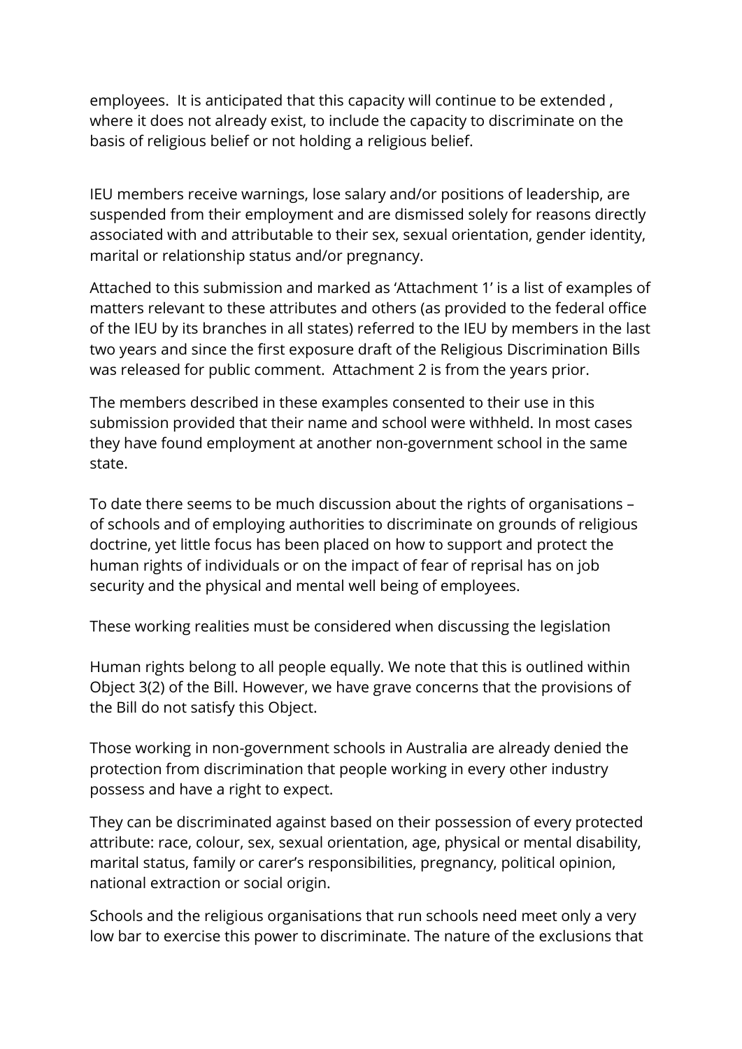employees. It is anticipated that this capacity will continue to be extended , where it does not already exist, to include the capacity to discriminate on the basis of religious belief or not holding a religious belief.

IEU members receive warnings, lose salary and/or positions of leadership, are suspended from their employment and are dismissed solely for reasons directly associated with and attributable to their sex, sexual orientation, gender identity, marital or relationship status and/or pregnancy.

Attached to this submission and marked as 'Attachment 1' is a list of examples of matters relevant to these attributes and others (as provided to the federal office of the IEU by its branches in all states) referred to the IEU by members in the last two years and since the first exposure draft of the Religious Discrimination Bills was released for public comment. Attachment 2 is from the years prior.

The members described in these examples consented to their use in this submission provided that their name and school were withheld. In most cases they have found employment at another non-government school in the same state.

To date there seems to be much discussion about the rights of organisations – of schools and of employing authorities to discriminate on grounds of religious doctrine, yet little focus has been placed on how to support and protect the human rights of individuals or on the impact of fear of reprisal has on job security and the physical and mental well being of employees.

These working realities must be considered when discussing the legislation

Human rights belong to all people equally. We note that this is outlined within Object 3(2) of the Bill. However, we have grave concerns that the provisions of the Bill do not satisfy this Object.

Those working in non-government schools in Australia are already denied the protection from discrimination that people working in every other industry possess and have a right to expect.

They can be discriminated against based on their possession of every protected attribute: race, colour, sex, sexual orientation, age, physical or mental disability, marital status, family or carer's responsibilities, pregnancy, political opinion, national extraction or social origin.

Schools and the religious organisations that run schools need meet only a very low bar to exercise this power to discriminate. The nature of the exclusions that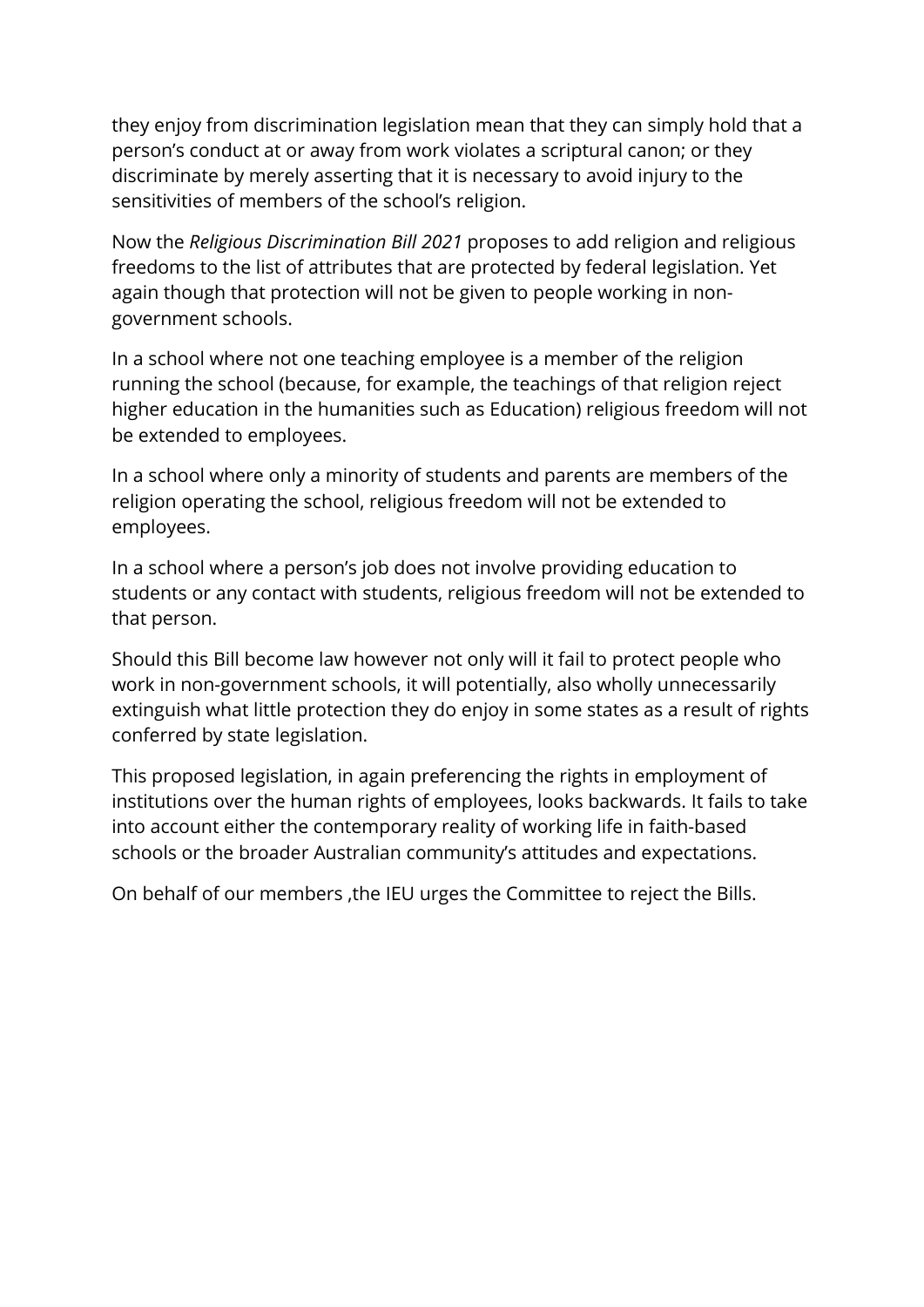they enjoy from discrimination legislation mean that they can simply hold that a person's conduct at or away from work violates a scriptural canon; or they discriminate by merely asserting that it is necessary to avoid injury to the sensitivities of members of the school's religion.

Now the *Religious Discrimination Bill 2021* proposes to add religion and religious freedoms to the list of attributes that are protected by federal legislation. Yet again though that protection will not be given to people working in non-government schools.

In a school where not one teaching employee is a member of the religion running the school (because, for example, the teachings of that religion reject higher education in the humanities such as Education) religious freedom will not be extended to employees.

In a school where only a minority of students and parents are members of the religion operating the school, religious freedom will not be extended to employees.

In a school where a person's job does not involve providing education to students or any contact with students, religious freedom will not be extended to that person.

Should this Bill become law however not only will it fail to protect people who work in non-government schools, it will potentially, also wholly unnecessarily extinguish what little protection they do enjoy in some states as a result of rights conferred by state legislation.

This proposed legislation, in again preferencing the rights in employment of institutions over the human rights of employees, looks backwards. It fails to take into account either the contemporary reality of working life in faith-based schools or the broader Australian community's attitudes and expectations.

On behalf of our members ,the IEU urges the Committee to reject the Bills.